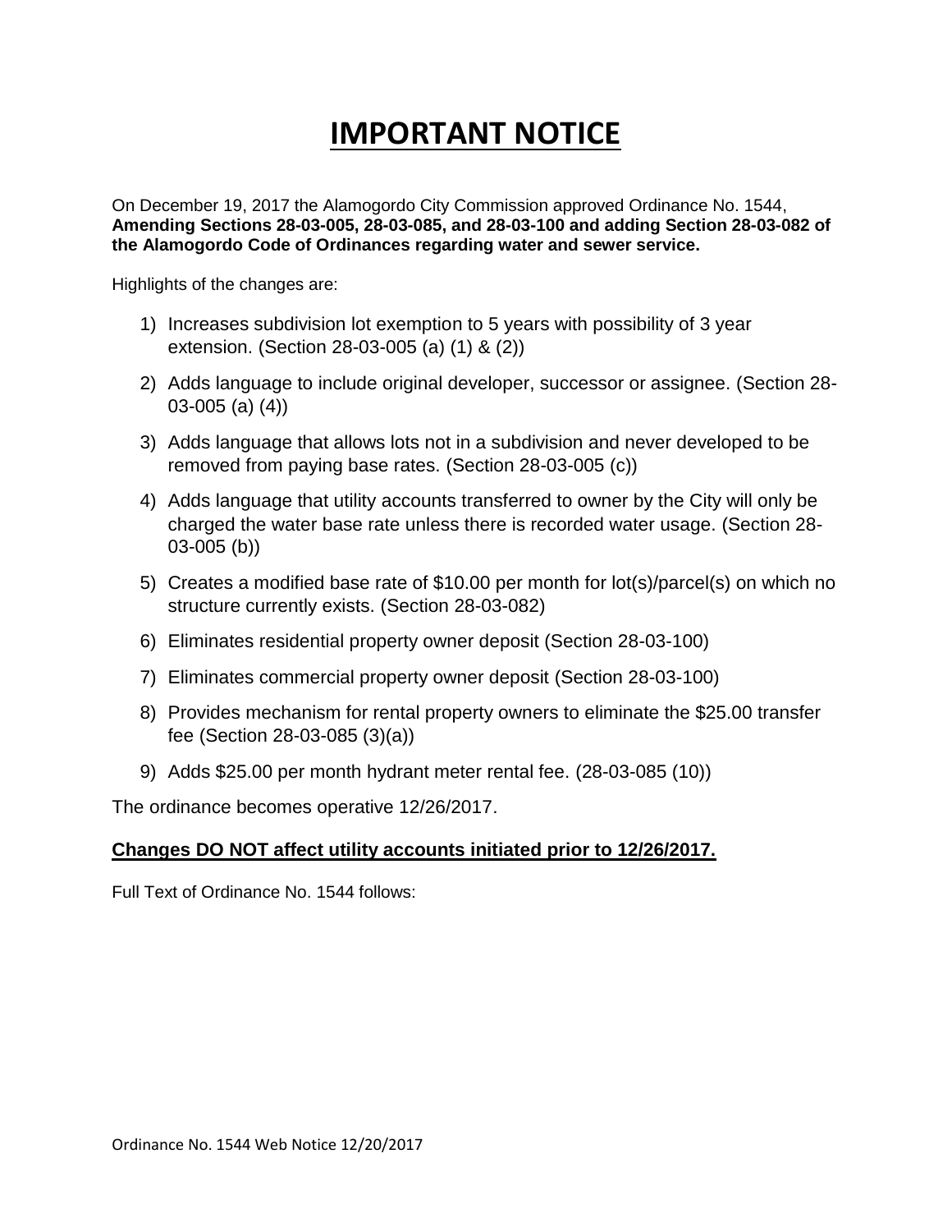# IMPORTANT NOTICE

On December 19, 2017 the Alamogordo City Commission approved Ordinance No. 1544, **Amending Sections 28-03-005, 28-03-085, and 28-03-100 and adding Section 28-03-082 of the Alamogordo Code of Ordinances regarding water and sewer service.**

Highlights of the changes are:

1) Increases subdivision lot exemption to 5 years with possibility of 3 year extension. (Section 28-03-005 (a) (1) & (2))
2) Adds language to include original developer, successor or assignee. (Section 28-03-005 (a) (4))
3) Adds language that allows lots not in a subdivision and never developed to be removed from paying base rates. (Section 28-03-005 (c))
4) Adds language that utility accounts transferred to owner by the City will only be charged the water base rate unless there is recorded water usage. (Section 28-03-005 (b))
5) Creates a modified base rate of $10.00 per month for lot(s)/parcel(s) on which no structure currently exists. (Section 28-03-082)
6) Eliminates residential property owner deposit (Section 28-03-100)
7) Eliminates commercial property owner deposit (Section 28-03-100)
8) Provides mechanism for rental property owners to eliminate the $25.00 transfer fee (Section 28-03-085 (3)(a))
9) Adds $25.00 per month hydrant meter rental fee. (28-03-085 (10))

The ordinance becomes operative 12/26/2017.

**Changes DO NOT affect utility accounts initiated prior to 12/26/2017.**

Full Text of Ordinance No. 1544 follows: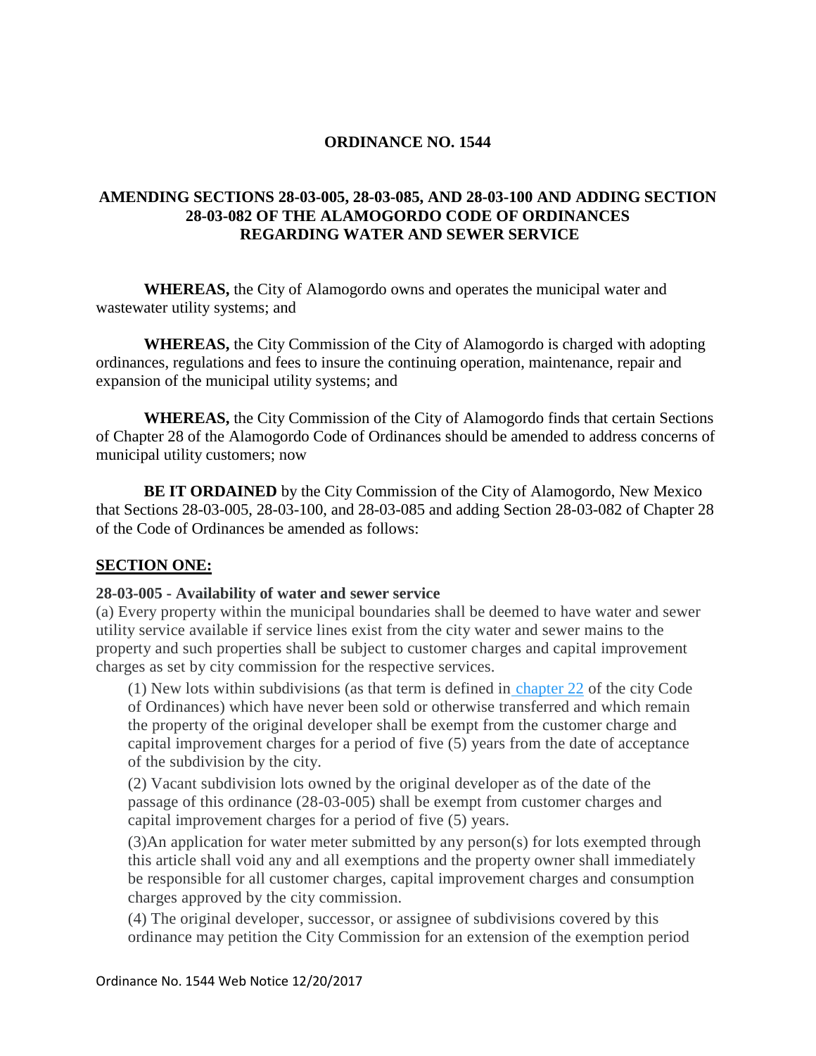## ORDINANCE NO. 1544

## AMENDING SECTIONS 28-03-005, 28-03-085, AND 28-03-100 AND ADDING SECTION 28-03-082 OF THE ALAMOGORDO CODE OF ORDINANCES REGARDING WATER AND SEWER SERVICE

**WHEREAS,** the City of Alamogordo owns and operates the municipal water and wastewater utility systems; and

**WHEREAS,** the City Commission of the City of Alamogordo is charged with adopting ordinances, regulations and fees to insure the continuing operation, maintenance, repair and expansion of the municipal utility systems; and

**WHEREAS,** the City Commission of the City of Alamogordo finds that certain Sections of Chapter 28 of the Alamogordo Code of Ordinances should be amended to address concerns of municipal utility customers; now

**BE IT ORDAINED** by the City Commission of the City of Alamogordo, New Mexico that Sections 28-03-005, 28-03-100, and 28-03-085 and adding Section 28-03-082 of Chapter 28 of the Code of Ordinances be amended as follows:

### SECTION ONE:

**28-03-005 - Availability of water and sewer service**

(a) Every property within the municipal boundaries shall be deemed to have water and sewer utility service available if service lines exist from the city water and sewer mains to the property and such properties shall be subject to customer charges and capital improvement charges as set by city commission for the respective services.

(1) New lots within subdivisions (as that term is defined in chapter 22 of the city Code of Ordinances) which have never been sold or otherwise transferred and which remain the property of the original developer shall be exempt from the customer charge and capital improvement charges for a period of five (5) years from the date of acceptance of the subdivision by the city.

(2) Vacant subdivision lots owned by the original developer as of the date of the passage of this ordinance (28-03-005) shall be exempt from customer charges and capital improvement charges for a period of five (5) years.

(3)An application for water meter submitted by any person(s) for lots exempted through this article shall void any and all exemptions and the property owner shall immediately be responsible for all customer charges, capital improvement charges and consumption charges approved by the city commission.

(4) The original developer, successor, or assignee of subdivisions covered by this ordinance may petition the City Commission for an extension of the exemption period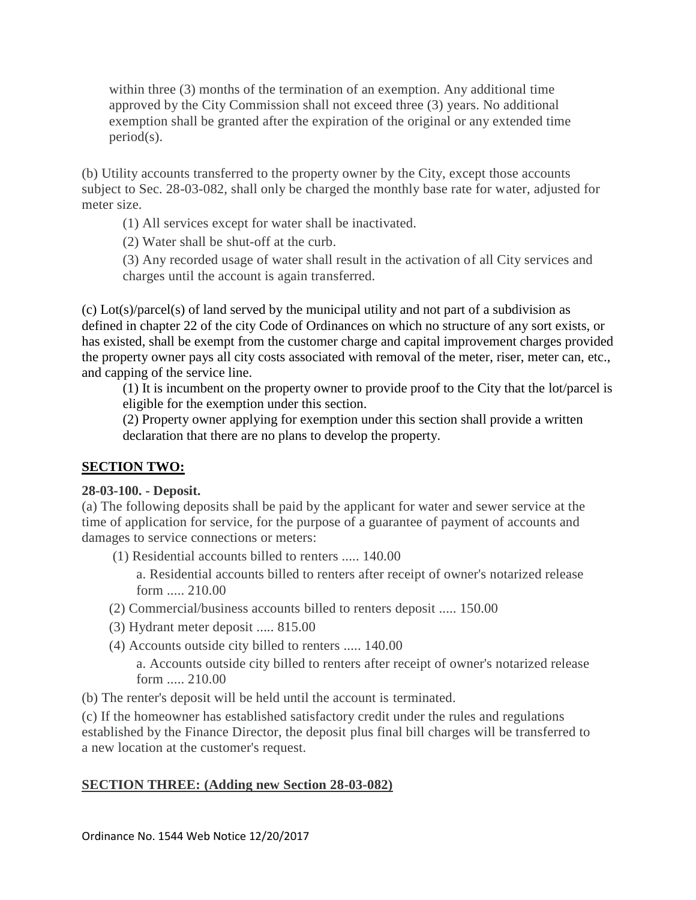within three (3) months of the termination of an exemption. Any additional time approved by the City Commission shall not exceed three (3) years. No additional exemption shall be granted after the expiration of the original or any extended time period(s).

(b) Utility accounts transferred to the property owner by the City, except those accounts subject to Sec. 28-03-082, shall only be charged the monthly base rate for water, adjusted for meter size.

(1) All services except for water shall be inactivated.

(2) Water shall be shut-off at the curb.

(3) Any recorded usage of water shall result in the activation of all City services and charges until the account is again transferred.

(c) Lot(s)/parcel(s) of land served by the municipal utility and not part of a subdivision as defined in chapter 22 of the city Code of Ordinances on which no structure of any sort exists, or has existed, shall be exempt from the customer charge and capital improvement charges provided the property owner pays all city costs associated with removal of the meter, riser, meter can, etc., and capping of the service line.

(1) It is incumbent on the property owner to provide proof to the City that the lot/parcel is eligible for the exemption under this section.

(2) Property owner applying for exemption under this section shall provide a written declaration that there are no plans to develop the property.

## SECTION TWO:

**28-03-100. - Deposit.**

(a) The following deposits shall be paid by the applicant for water and sewer service at the time of application for service, for the purpose of a guarantee of payment of accounts and damages to service connections or meters:

(1) Residential accounts billed to renters ..... 140.00

a. Residential accounts billed to renters after receipt of owner's notarized release form ..... 210.00

(2) Commercial/business accounts billed to renters deposit ..... 150.00

(3) Hydrant meter deposit ..... 815.00

(4) Accounts outside city billed to renters ..... 140.00

a. Accounts outside city billed to renters after receipt of owner's notarized release form ..... 210.00

(b) The renter's deposit will be held until the account is terminated.

(c) If the homeowner has established satisfactory credit under the rules and regulations established by the Finance Director, the deposit plus final bill charges will be transferred to a new location at the customer's request.

## SECTION THREE: (Adding new Section 28-03-082)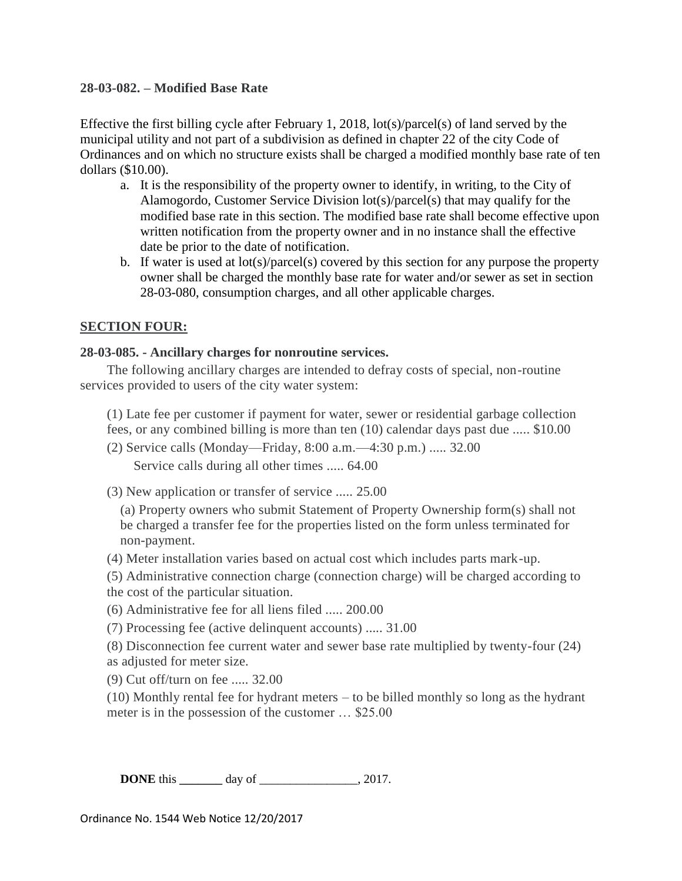**28-03-082. – Modified Base Rate**

Effective the first billing cycle after February 1, 2018, lot(s)/parcel(s) of land served by the municipal utility and not part of a subdivision as defined in chapter 22 of the city Code of Ordinances and on which no structure exists shall be charged a modified monthly base rate of ten dollars ($10.00).

a. It is the responsibility of the property owner to identify, in writing, to the City of Alamogordo, Customer Service Division lot(s)/parcel(s) that may qualify for the modified base rate in this section. The modified base rate shall become effective upon written notification from the property owner and in no instance shall the effective date be prior to the date of notification.
b. If water is used at lot(s)/parcel(s) covered by this section for any purpose the property owner shall be charged the monthly base rate for water and/or sewer as set in section 28-03-080, consumption charges, and all other applicable charges.

**SECTION FOUR:**

**28-03-085. - Ancillary charges for nonroutine services.**

The following ancillary charges are intended to defray costs of special, non-routine services provided to users of the city water system:

(1) Late fee per customer if payment for water, sewer or residential garbage collection fees, or any combined billing is more than ten (10) calendar days past due ..... $10.00

(2) Service calls (Monday—Friday, 8:00 a.m.—4:30 p.m.) ..... 32.00

Service calls during all other times ..... 64.00

(3) New application or transfer of service ..... 25.00

(a) Property owners who submit Statement of Property Ownership form(s) shall not be charged a transfer fee for the properties listed on the form unless terminated for non-payment.

(4) Meter installation varies based on actual cost which includes parts mark-up.

(5) Administrative connection charge (connection charge) will be charged according to the cost of the particular situation.

(6) Administrative fee for all liens filed ..... 200.00

(7) Processing fee (active delinquent accounts) ..... 31.00

(8) Disconnection fee current water and sewer base rate multiplied by twenty-four (24) as adjusted for meter size.

(9) Cut off/turn on fee ..... 32.00

(10) Monthly rental fee for hydrant meters – to be billed monthly so long as the hydrant meter is in the possession of the customer … $25.00

**DONE** this _______ day of ________________, 2017.

Ordinance No. 1544 Web Notice 12/20/2017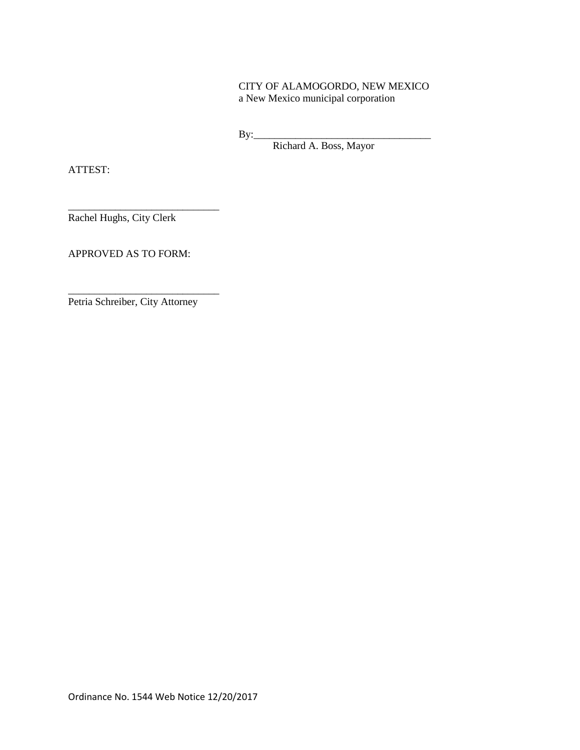CITY OF ALAMOGORDO, NEW MEXICO
a New Mexico municipal corporation

By:\_\_\_\_\_\_\_\_\_\_\_\_\_\_\_\_\_\_\_\_\_\_\_\_\_\_\_\_\_\_\_\_\_\_
Richard A. Boss, Mayor

ATTEST:

\_\_\_\_\_\_\_\_\_\_\_\_\_\_\_\_\_\_\_\_\_\_\_\_\_\_\_\_\_
Rachel Hughs, City Clerk

APPROVED AS TO FORM:

\_\_\_\_\_\_\_\_\_\_\_\_\_\_\_\_\_\_\_\_\_\_\_\_\_\_\_\_\_
Petria Schreiber, City Attorney

Ordinance No. 1544 Web Notice 12/20/2017